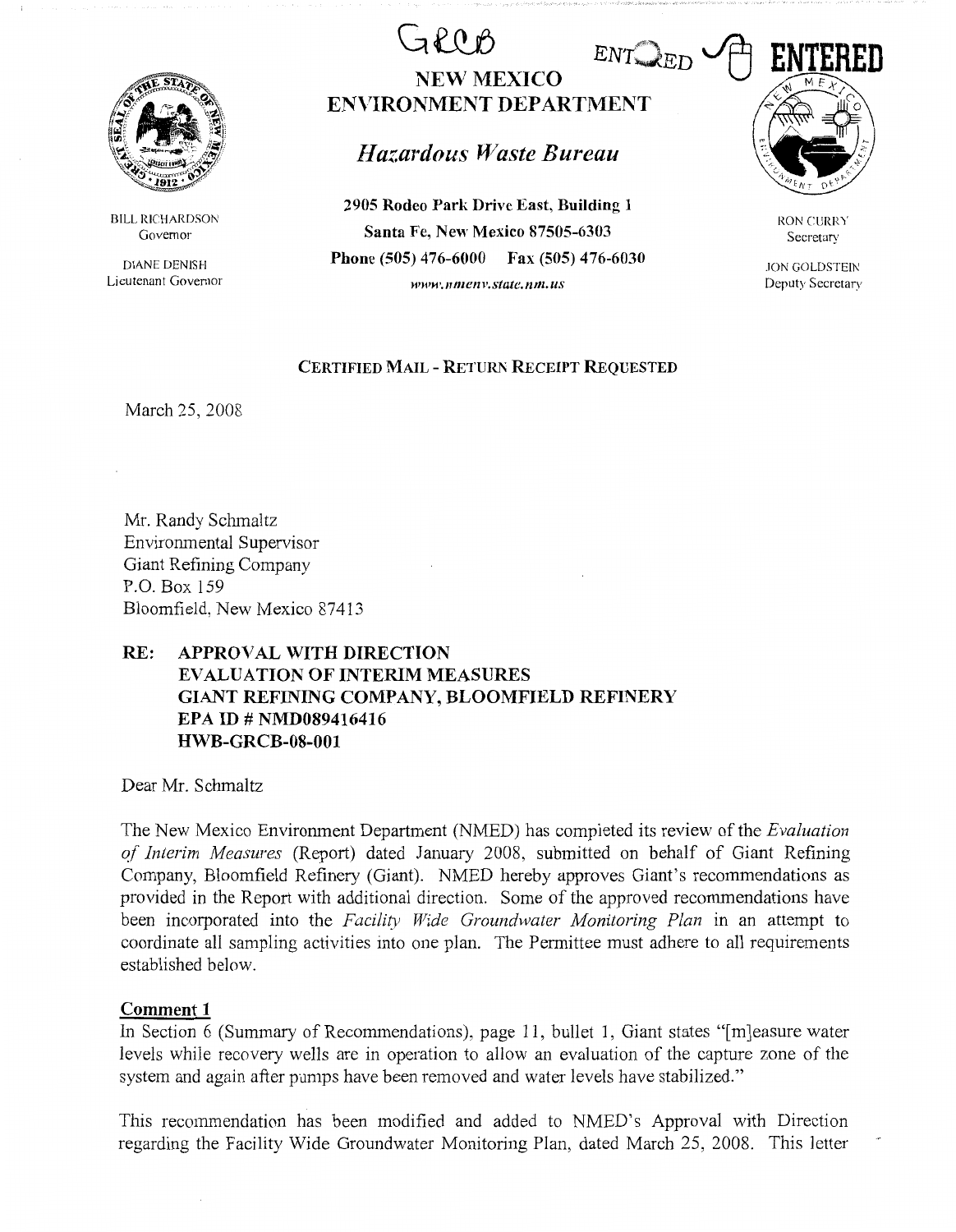GRCB

ENTERED ENTERED

# NEW MEXICO ENVIRONMENT DEPARTMENT

## *Hazardous Waste Bureau*

**2905 Rodeo Park Drive East, Building 1**
**Santa Fe, New Mexico 87505-6303**
**Phone (505) 476-6000 Fax (505) 476-6030**
*www.nmenv.state.nm.us*

BILL RICHARDSON
Governor

DIANE DENISH
Lieutenant Governor

RON CURRY
Secretary

JON GOLDSTEIN
Deputy Secretary

CERTIFIED MAIL - RETURN RECEIPT REQUESTED

March 25, 2008

Mr. Randy Schmaltz
Environmental Supervisor
Giant Refining Company
P.O. Box 159
Bloomfield, New Mexico 87413

**RE: APPROVAL WITH DIRECTION**
**EVALUATION OF INTERIM MEASURES**
**GIANT REFINING COMPANY, BLOOMFIELD REFINERY**
**EPA ID # NMD089416416**
**HWB-GRCB-08-001**

Dear Mr. Schmaltz

The New Mexico Environment Department (NMED) has completed its review of the *Evaluation of Interim Measures* (Report) dated January 2008, submitted on behalf of Giant Refining Company, Bloomfield Refinery (Giant). NMED hereby approves Giant's recommendations as provided in the Report with additional direction. Some of the approved recommendations have been incorporated into the *Facility Wide Groundwater Monitoring Plan* in an attempt to coordinate all sampling activities into one plan. The Permittee must adhere to all requirements established below.

**Comment 1**

In Section 6 (Summary of Recommendations), page 11, bullet 1, Giant states "[m]easure water levels while recovery wells are in operation to allow an evaluation of the capture zone of the system and again after pumps have been removed and water levels have stabilized."

This recommendation has been modified and added to NMED's Approval with Direction regarding the Facility Wide Groundwater Monitoring Plan, dated March 25, 2008. This letter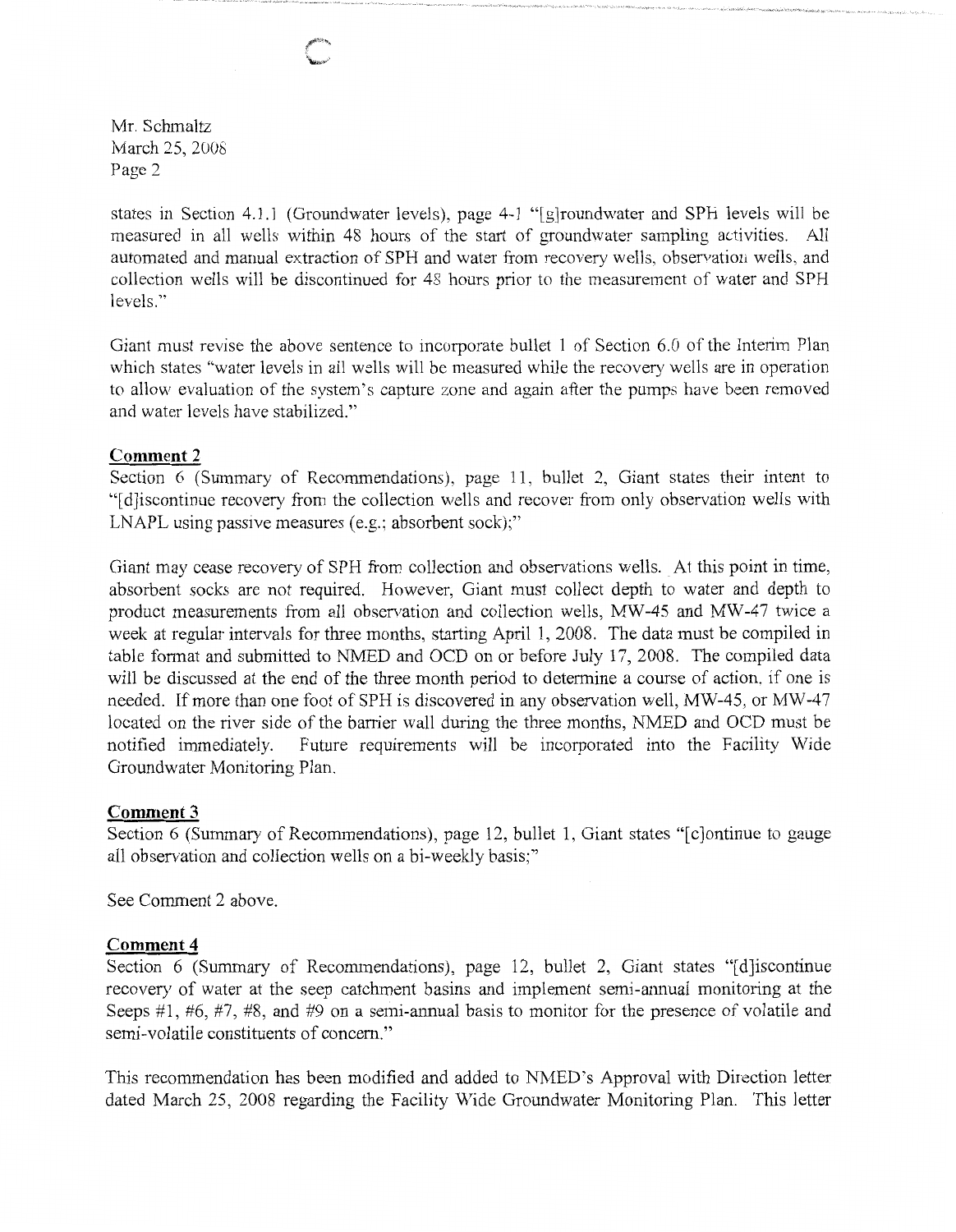states in Section 4.1.1 (Groundwater levels), page 4-1 "[g]roundwater and SPH levels will be measured in all wells within 48 hours of the start of groundwater sampling activities. All automated and manual extraction of SPH and water from recovery wells, observation wells, and collection wells will be discontinued for 48 hours prior to the measurement of water and SPH levels."

Giant must revise the above sentence to incorporate bullet 1 of Section 6.0 of the Interim Plan which states "water levels in all wells will be measured while the recovery wells are in operation to allow evaluation of the system's capture zone and again after the pumps have been removed and water levels have stabilized."

**Comment 2**

Section 6 (Summary of Recommendations), page 11, bullet 2, Giant states their intent to "[d]iscontinue recovery from the collection wells and recover from only observation wells with LNAPL using passive measures (e.g.; absorbent sock);"

Giant may cease recovery of SPH from collection and observations wells. At this point in time, absorbent socks are not required. However, Giant must collect depth to water and depth to product measurements from all observation and collection wells, MW-45 and MW-47 twice a week at regular intervals for three months, starting April 1, 2008. The data must be compiled in table format and submitted to NMED and OCD on or before July 17, 2008. The compiled data will be discussed at the end of the three month period to determine a course of action, if one is needed. If more than one foot of SPH is discovered in any observation well, MW-45, or MW-47 located on the river side of the barrier wall during the three months, NMED and OCD must be notified immediately. Future requirements will be incorporated into the Facility Wide Groundwater Monitoring Plan.

**Comment 3**

Section 6 (Summary of Recommendations), page 12, bullet 1, Giant states "[c]ontinue to gauge all observation and collection wells on a bi-weekly basis;"

See Comment 2 above.

**Comment 4**

Section 6 (Summary of Recommendations), page 12, bullet 2, Giant states "[d]iscontinue recovery of water at the seep catchment basins and implement semi-annual monitoring at the Seeps #1, #6, #7, #8, and #9 on a semi-annual basis to monitor for the presence of volatile and semi-volatile constituents of concern."

This recommendation has been modified and added to NMED's Approval with Direction letter dated March 25, 2008 regarding the Facility Wide Groundwater Monitoring Plan. This letter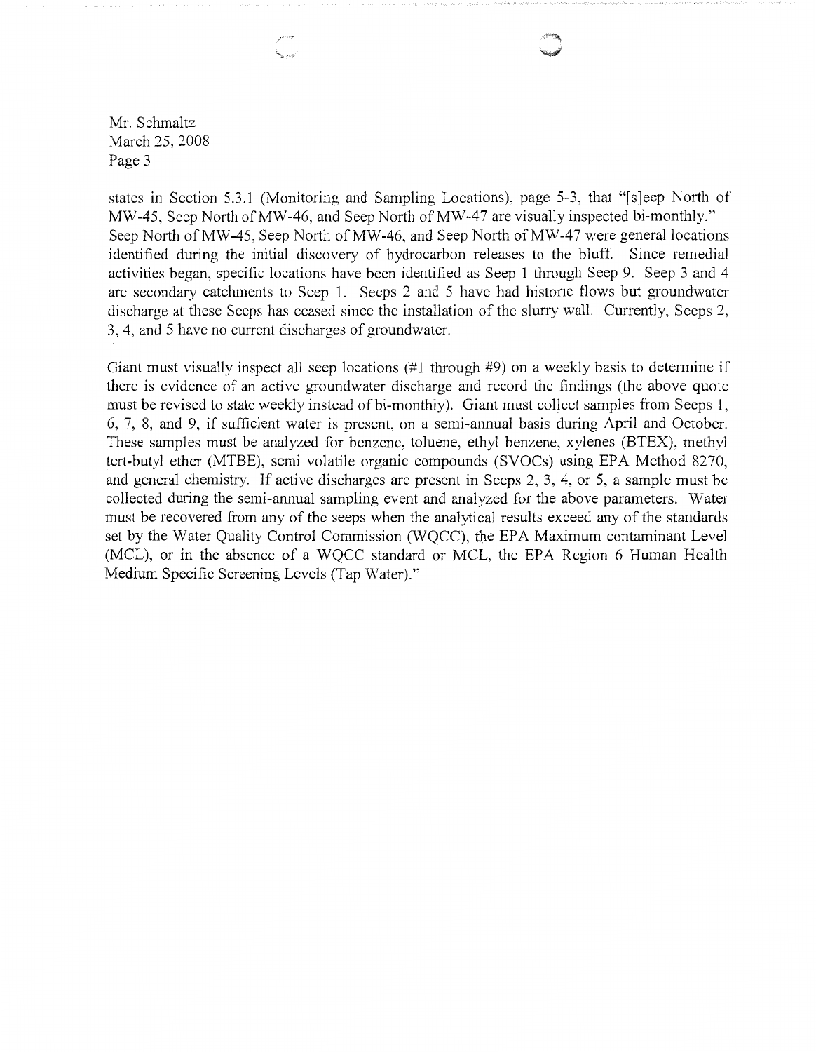states in Section 5.3.1 (Monitoring and Sampling Locations), page 5-3, that "[s]eep North of MW-45, Seep North of MW-46, and Seep North of MW-47 are visually inspected bi-monthly." Seep North of MW-45, Seep North of MW-46, and Seep North of MW-47 were general locations identified during the initial discovery of hydrocarbon releases to the bluff. Since remedial activities began, specific locations have been identified as Seep 1 through Seep 9. Seep 3 and 4 are secondary catchments to Seep 1. Seeps 2 and 5 have had historic flows but groundwater discharge at these Seeps has ceased since the installation of the slurry wall. Currently, Seeps 2, 3, 4, and 5 have no current discharges of groundwater.

Giant must visually inspect all seep locations (#1 through #9) on a weekly basis to determine if there is evidence of an active groundwater discharge and record the findings (the above quote must be revised to state weekly instead of bi-monthly). Giant must collect samples from Seeps 1, 6, 7, 8, and 9, if sufficient water is present, on a semi-annual basis during April and October. These samples must be analyzed for benzene, toluene, ethyl benzene, xylenes (BTEX), methyl tert-butyl ether (MTBE), semi volatile organic compounds (SVOCs) using EPA Method 8270, and general chemistry. If active discharges are present in Seeps 2, 3, 4, or 5, a sample must be collected during the semi-annual sampling event and analyzed for the above parameters. Water must be recovered from any of the seeps when the analytical results exceed any of the standards set by the Water Quality Control Commission (WQCC), the EPA Maximum contaminant Level (MCL), or in the absence of a WQCC standard or MCL, the EPA Region 6 Human Health Medium Specific Screening Levels (Tap Water)."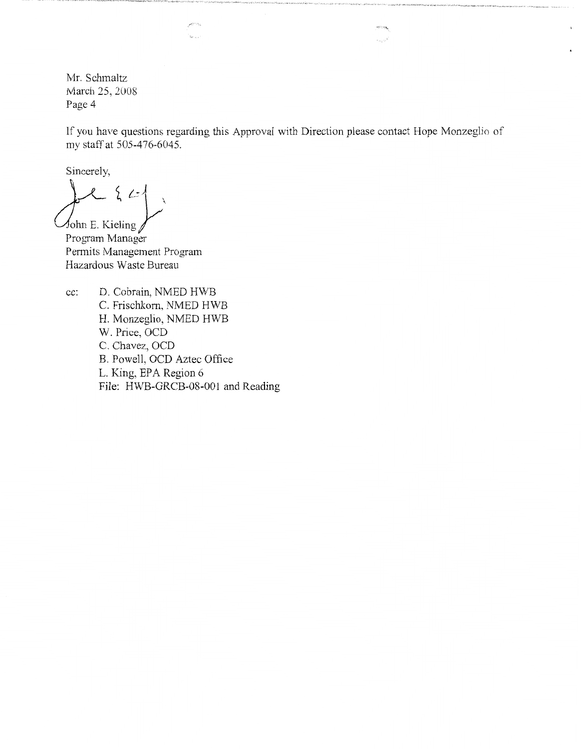Mr. Schmaltz
March 25, 2008
Page 4

If you have questions regarding this Approval with Direction please contact Hope Monzeglio of my staff at 505-476-6045.

Sincerely,

John E. Kieling
Program Manager
Permits Management Program
Hazardous Waste Bureau

cc: D. Cobrain, NMED HWB
C. Frischkorn, NMED HWB
H. Monzeglio, NMED HWB
W. Price, OCD
C. Chavez, OCD
B. Powell, OCD Aztec Office
L. King, EPA Region 6
File: HWB-GRCB-08-001 and Reading